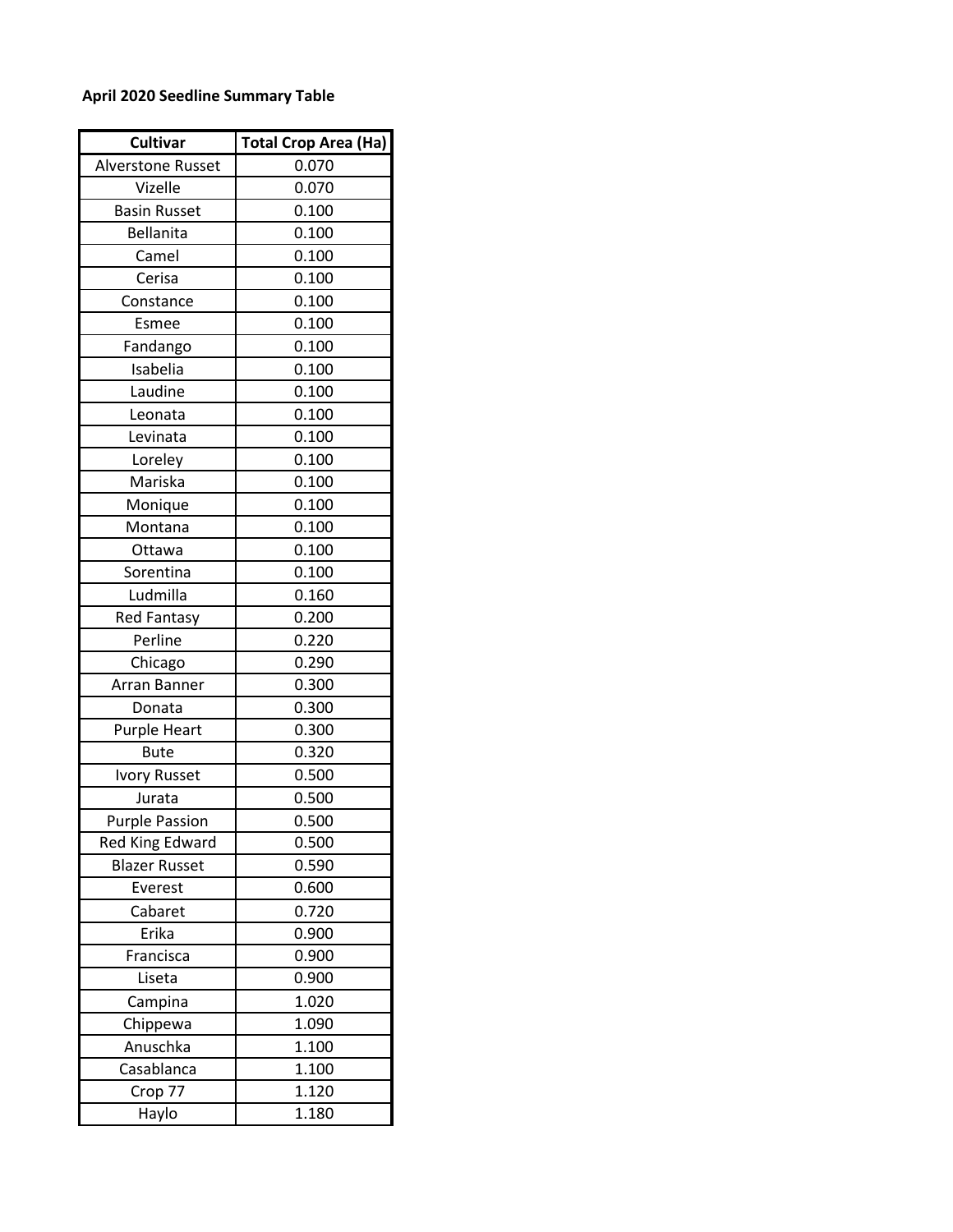**April 2020 Seedline Summary Table**

| Cultivar | Total Crop Area (Ha) |
|---|---|
| Alverstone Russet | 0.070 |
| Vizelle | 0.070 |
| Basin Russet | 0.100 |
| Bellanita | 0.100 |
| Camel | 0.100 |
| Cerisa | 0.100 |
| Constance | 0.100 |
| Esmee | 0.100 |
| Fandango | 0.100 |
| Isabelia | 0.100 |
| Laudine | 0.100 |
| Leonata | 0.100 |
| Levinata | 0.100 |
| Loreley | 0.100 |
| Mariska | 0.100 |
| Monique | 0.100 |
| Montana | 0.100 |
| Ottawa | 0.100 |
| Sorentina | 0.100 |
| Ludmilla | 0.160 |
| Red Fantasy | 0.200 |
| Perline | 0.220 |
| Chicago | 0.290 |
| Arran Banner | 0.300 |
| Donata | 0.300 |
| Purple Heart | 0.300 |
| Bute | 0.320 |
| Ivory Russet | 0.500 |
| Jurata | 0.500 |
| Purple Passion | 0.500 |
| Red King Edward | 0.500 |
| Blazer Russet | 0.590 |
| Everest | 0.600 |
| Cabaret | 0.720 |
| Erika | 0.900 |
| Francisca | 0.900 |
| Liseta | 0.900 |
| Campina | 1.020 |
| Chippewa | 1.090 |
| Anuschka | 1.100 |
| Casablanca | 1.100 |
| Crop 77 | 1.120 |
| Haylo | 1.180 |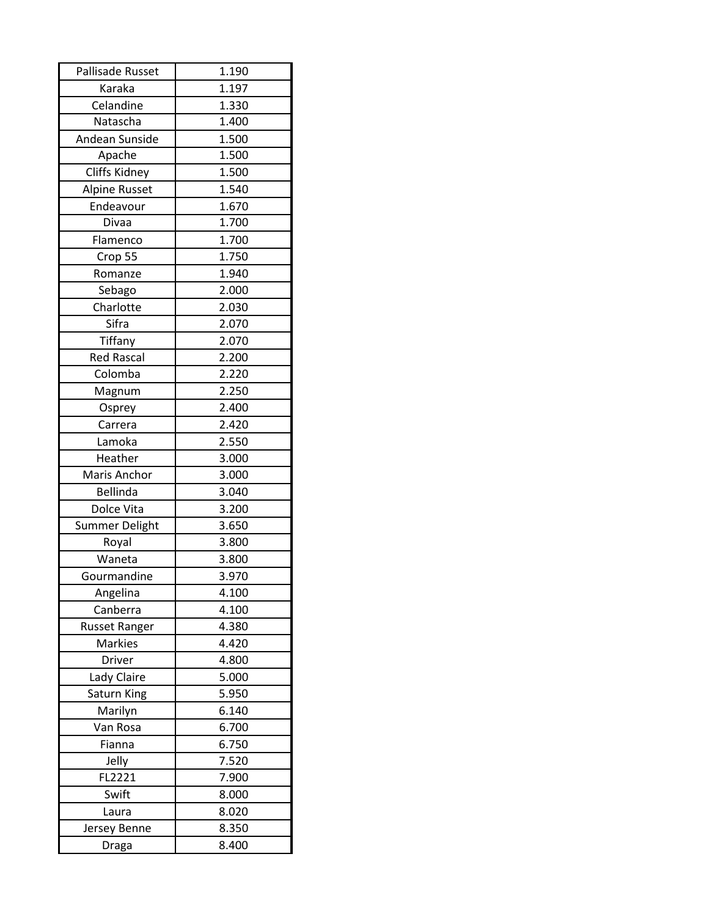| | |
|---|---|
| Pallisade Russet | 1.190 |
| Karaka | 1.197 |
| Celandine | 1.330 |
| Natascha | 1.400 |
| Andean Sunside | 1.500 |
| Apache | 1.500 |
| Cliffs Kidney | 1.500 |
| Alpine Russet | 1.540 |
| Endeavour | 1.670 |
| Divaa | 1.700 |
| Flamenco | 1.700 |
| Crop 55 | 1.750 |
| Romanze | 1.940 |
| Sebago | 2.000 |
| Charlotte | 2.030 |
| Sifra | 2.070 |
| Tiffany | 2.070 |
| Red Rascal | 2.200 |
| Colomba | 2.220 |
| Magnum | 2.250 |
| Osprey | 2.400 |
| Carrera | 2.420 |
| Lamoka | 2.550 |
| Heather | 3.000 |
| Maris Anchor | 3.000 |
| Bellinda | 3.040 |
| Dolce Vita | 3.200 |
| Summer Delight | 3.650 |
| Royal | 3.800 |
| Waneta | 3.800 |
| Gourmandine | 3.970 |
| Angelina | 4.100 |
| Canberra | 4.100 |
| Russet Ranger | 4.380 |
| Markies | 4.420 |
| Driver | 4.800 |
| Lady Claire | 5.000 |
| Saturn King | 5.950 |
| Marilyn | 6.140 |
| Van Rosa | 6.700 |
| Fianna | 6.750 |
| Jelly | 7.520 |
| FL2221 | 7.900 |
| Swift | 8.000 |
| Laura | 8.020 |
| Jersey Benne | 8.350 |
| Draga | 8.400 |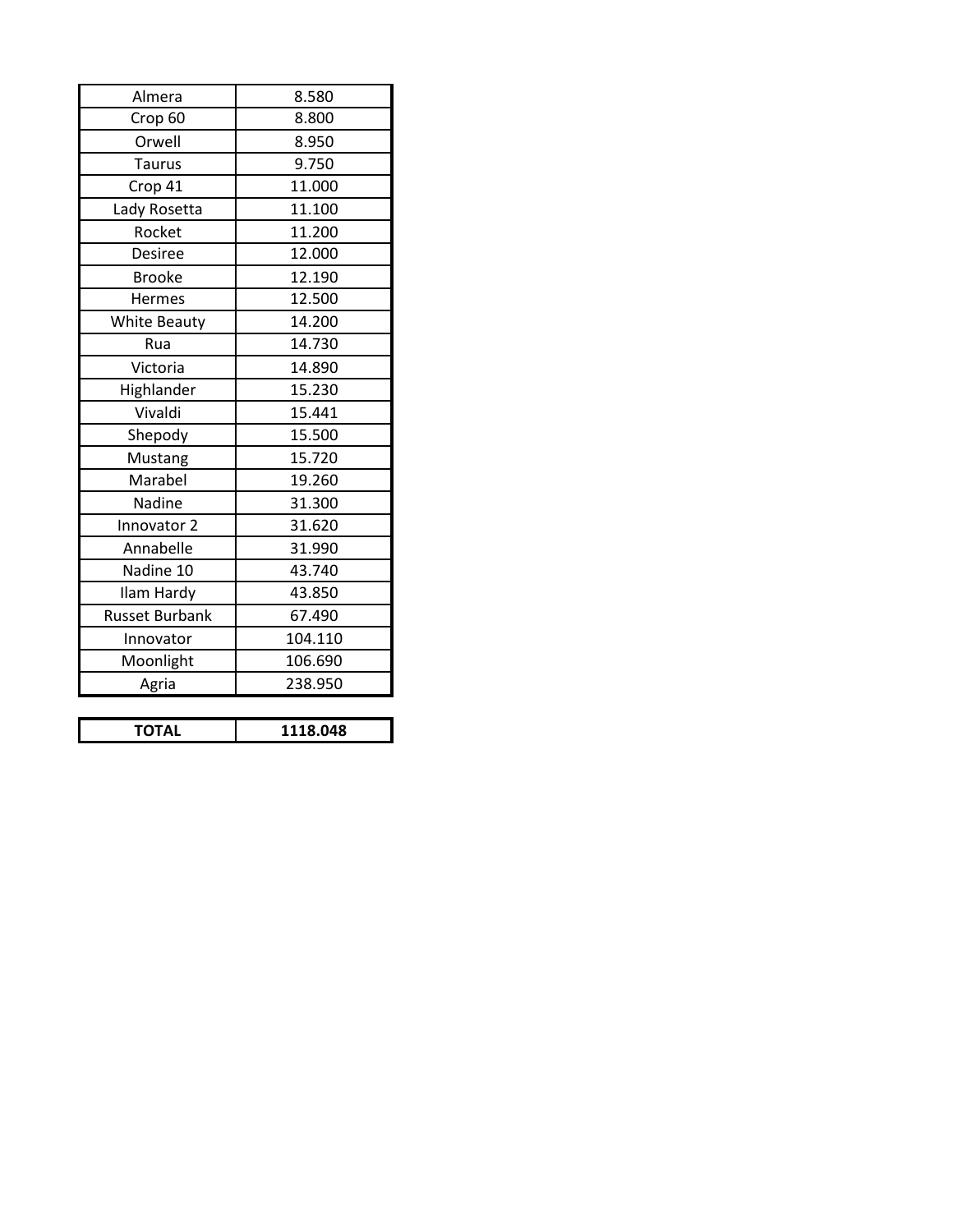| | |
|---|---|
| Almera | 8.580 |
| Crop 60 | 8.800 |
| Orwell | 8.950 |
| Taurus | 9.750 |
| Crop 41 | 11.000 |
| Lady Rosetta | 11.100 |
| Rocket | 11.200 |
| Desiree | 12.000 |
| Brooke | 12.190 |
| Hermes | 12.500 |
| White Beauty | 14.200 |
| Rua | 14.730 |
| Victoria | 14.890 |
| Highlander | 15.230 |
| Vivaldi | 15.441 |
| Shepody | 15.500 |
| Mustang | 15.720 |
| Marabel | 19.260 |
| Nadine | 31.300 |
| Innovator 2 | 31.620 |
| Annabelle | 31.990 |
| Nadine 10 | 43.740 |
| Ilam Hardy | 43.850 |
| Russet Burbank | 67.490 |
| Innovator | 104.110 |
| Moonlight | 106.690 |
| Agria | 238.950 |

| | |
|---|---|
| **TOTAL** | **1118.048** |